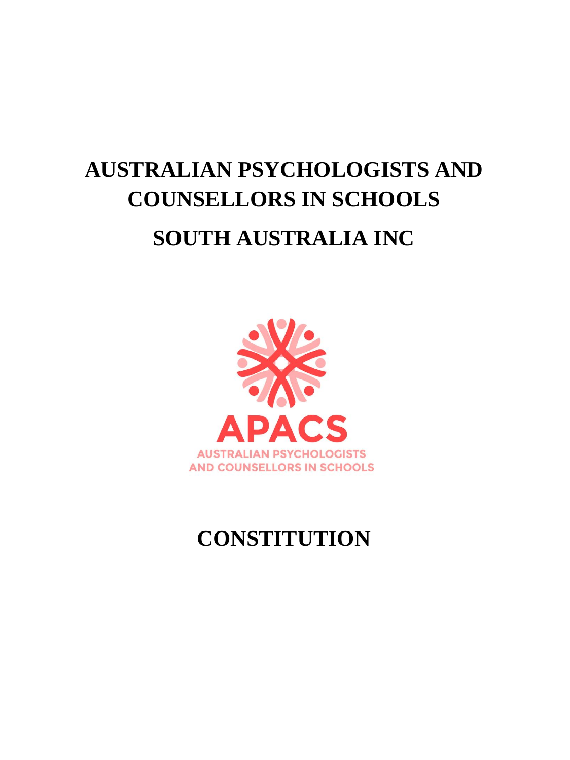# AUSTRALIAN PSYCHOLOGISTS AND COUNSELLORS IN SCHOOLS

# SOUTH AUSTRALIA INC

APACS

AUSTRALIAN PSYCHOLOGISTS AND COUNSELLORS IN SCHOOLS

# CONSTITUTION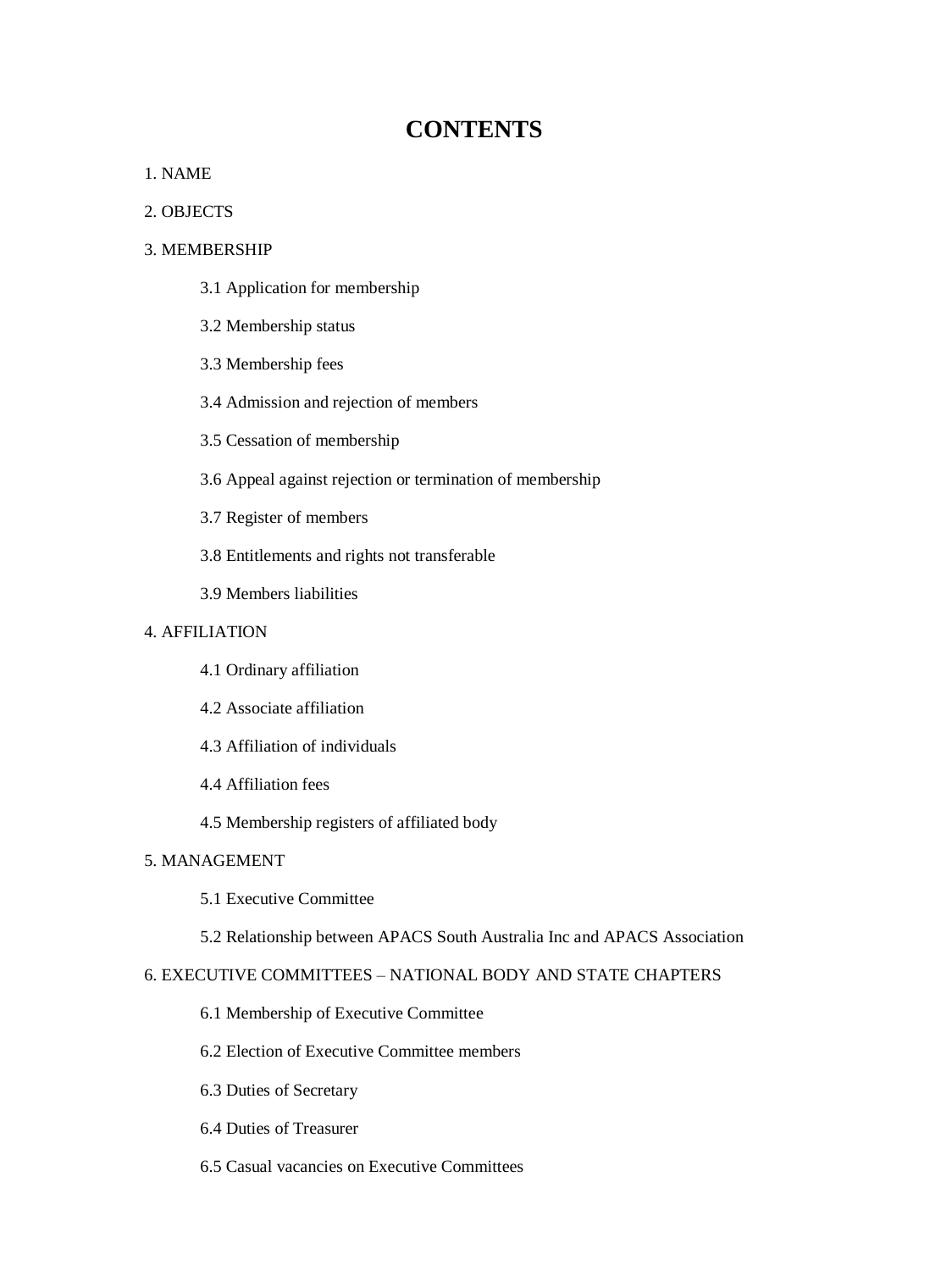# CONTENTS

1. NAME

2. OBJECTS

3. MEMBERSHIP

   3.1 Application for membership

   3.2 Membership status

   3.3 Membership fees

   3.4 Admission and rejection of members

   3.5 Cessation of membership

   3.6 Appeal against rejection or termination of membership

   3.7 Register of members

   3.8 Entitlements and rights not transferable

   3.9 Members liabilities

4. AFFILIATION

   4.1 Ordinary affiliation

   4.2 Associate affiliation

   4.3 Affiliation of individuals

   4.4 Affiliation fees

   4.5 Membership registers of affiliated body

5. MANAGEMENT

   5.1 Executive Committee

   5.2 Relationship between APACS South Australia Inc and APACS Association

6. EXECUTIVE COMMITTEES – NATIONAL BODY AND STATE CHAPTERS

   6.1 Membership of Executive Committee

   6.2 Election of Executive Committee members

   6.3 Duties of Secretary

   6.4 Duties of Treasurer

   6.5 Casual vacancies on Executive Committees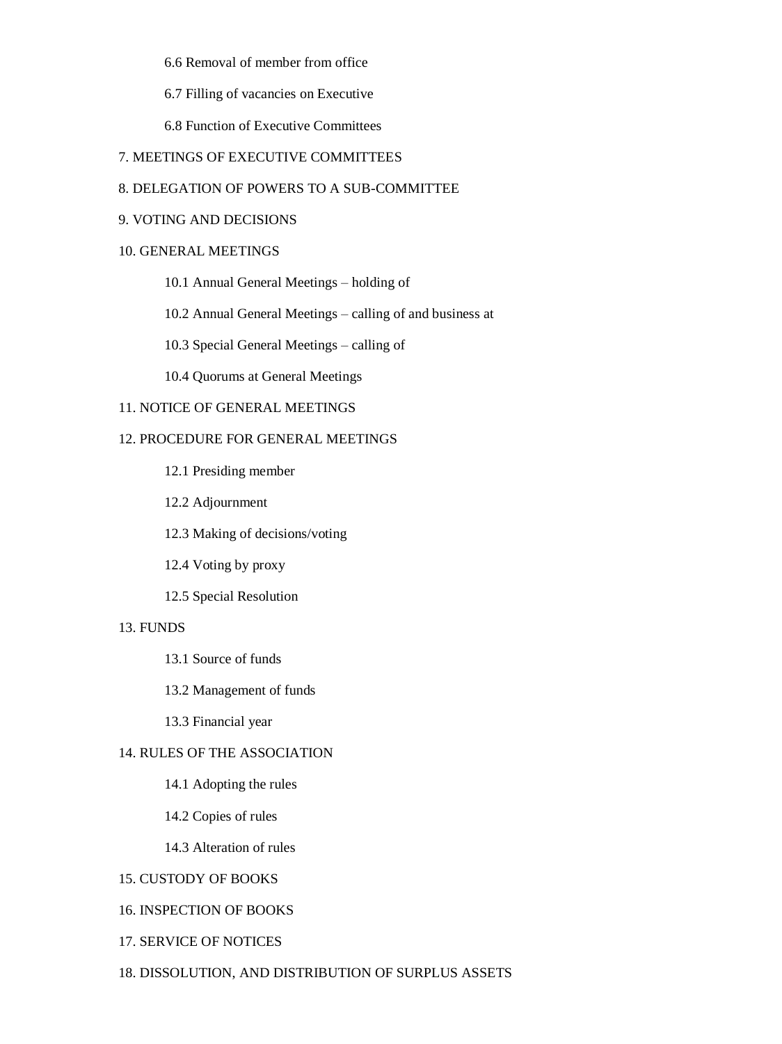- 6.6 Removal of member from office
- 6.7 Filling of vacancies on Executive
- 6.8 Function of Executive Committees

7. MEETINGS OF EXECUTIVE COMMITTEES

8. DELEGATION OF POWERS TO A SUB-COMMITTEE

9. VOTING AND DECISIONS

10. GENERAL MEETINGS

- 10.1 Annual General Meetings – holding of
- 10.2 Annual General Meetings – calling of and business at
- 10.3 Special General Meetings – calling of
- 10.4 Quorums at General Meetings

11. NOTICE OF GENERAL MEETINGS

12. PROCEDURE FOR GENERAL MEETINGS

- 12.1 Presiding member
- 12.2 Adjournment
- 12.3 Making of decisions/voting
- 12.4 Voting by proxy
- 12.5 Special Resolution

13. FUNDS

- 13.1 Source of funds
- 13.2 Management of funds
- 13.3 Financial year

14. RULES OF THE ASSOCIATION

- 14.1 Adopting the rules
- 14.2 Copies of rules
- 14.3 Alteration of rules

15. CUSTODY OF BOOKS

16. INSPECTION OF BOOKS

17. SERVICE OF NOTICES

18. DISSOLUTION, AND DISTRIBUTION OF SURPLUS ASSETS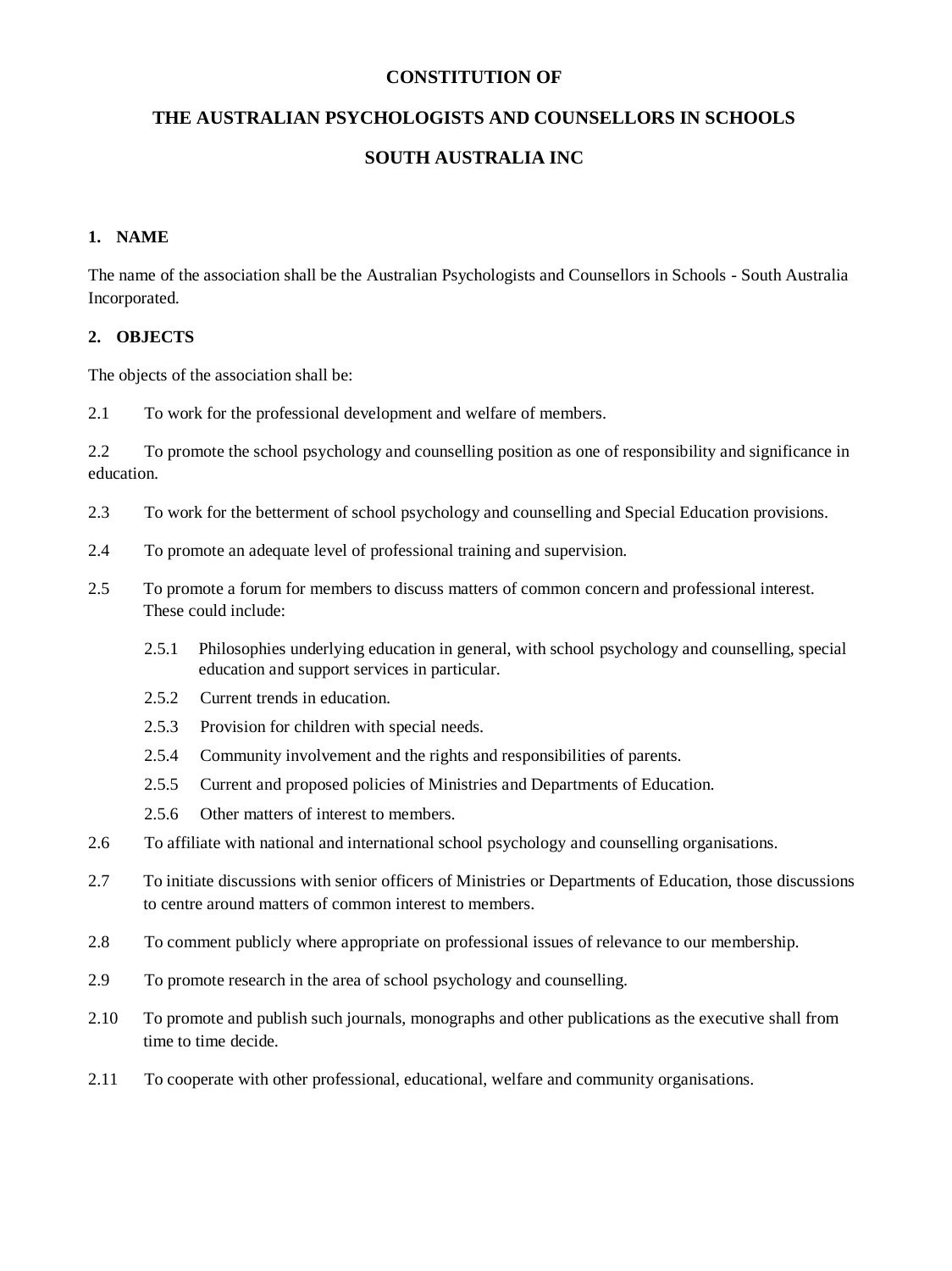# CONSTITUTION OF

# THE AUSTRALIAN PSYCHOLOGISTS AND COUNSELLORS IN SCHOOLS

# SOUTH AUSTRALIA INC

## 1. NAME

The name of the association shall be the Australian Psychologists and Counsellors in Schools - South Australia Incorporated.

## 2. OBJECTS

The objects of the association shall be:

2.1 To work for the professional development and welfare of members.

2.2 To promote the school psychology and counselling position as one of responsibility and significance in education.

2.3 To work for the betterment of school psychology and counselling and Special Education provisions.

2.4 To promote an adequate level of professional training and supervision.

2.5 To promote a forum for members to discuss matters of common concern and professional interest. These could include:

- 2.5.1 Philosophies underlying education in general, with school psychology and counselling, special education and support services in particular.
- 2.5.2 Current trends in education.
- 2.5.3 Provision for children with special needs.
- 2.5.4 Community involvement and the rights and responsibilities of parents.
- 2.5.5 Current and proposed policies of Ministries and Departments of Education.
- 2.5.6 Other matters of interest to members.

2.6 To affiliate with national and international school psychology and counselling organisations.

2.7 To initiate discussions with senior officers of Ministries or Departments of Education, those discussions to centre around matters of common interest to members.

2.8 To comment publicly where appropriate on professional issues of relevance to our membership.

2.9 To promote research in the area of school psychology and counselling.

2.10 To promote and publish such journals, monographs and other publications as the executive shall from time to time decide.

2.11 To cooperate with other professional, educational, welfare and community organisations.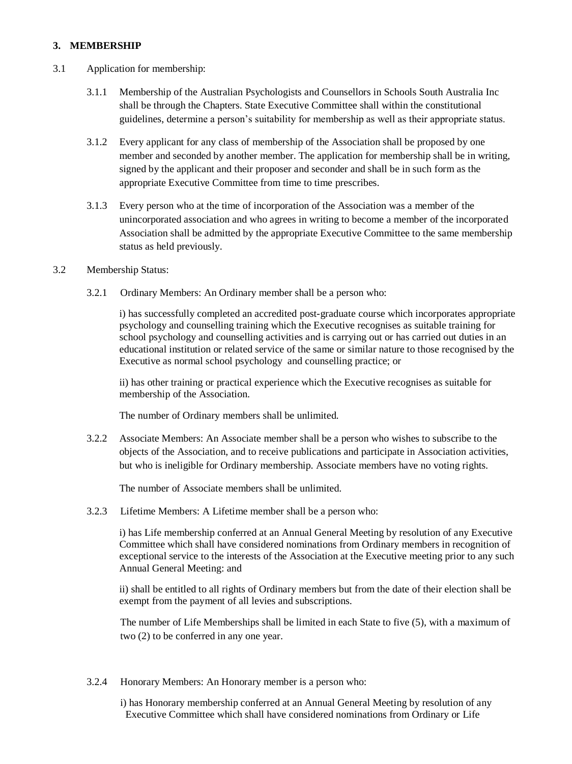**3. MEMBERSHIP**

3.1 Application for membership:

3.1.1 Membership of the Australian Psychologists and Counsellors in Schools South Australia Inc shall be through the Chapters. State Executive Committee shall within the constitutional guidelines, determine a person's suitability for membership as well as their appropriate status.

3.1.2 Every applicant for any class of membership of the Association shall be proposed by one member and seconded by another member. The application for membership shall be in writing, signed by the applicant and their proposer and seconder and shall be in such form as the appropriate Executive Committee from time to time prescribes.

3.1.3 Every person who at the time of incorporation of the Association was a member of the unincorporated association and who agrees in writing to become a member of the incorporated Association shall be admitted by the appropriate Executive Committee to the same membership status as held previously.

3.2 Membership Status:

3.2.1 Ordinary Members: An Ordinary member shall be a person who:

i) has successfully completed an accredited post-graduate course which incorporates appropriate psychology and counselling training which the Executive recognises as suitable training for school psychology and counselling activities and is carrying out or has carried out duties in an educational institution or related service of the same or similar nature to those recognised by the Executive as normal school psychology and counselling practice; or

ii) has other training or practical experience which the Executive recognises as suitable for membership of the Association.

The number of Ordinary members shall be unlimited.

3.2.2 Associate Members: An Associate member shall be a person who wishes to subscribe to the objects of the Association, and to receive publications and participate in Association activities, but who is ineligible for Ordinary membership. Associate members have no voting rights.

The number of Associate members shall be unlimited.

3.2.3 Lifetime Members: A Lifetime member shall be a person who:

i) has Life membership conferred at an Annual General Meeting by resolution of any Executive Committee which shall have considered nominations from Ordinary members in recognition of exceptional service to the interests of the Association at the Executive meeting prior to any such Annual General Meeting: and

ii) shall be entitled to all rights of Ordinary members but from the date of their election shall be exempt from the payment of all levies and subscriptions.

The number of Life Memberships shall be limited in each State to five (5), with a maximum of two (2) to be conferred in any one year.

3.2.4 Honorary Members: An Honorary member is a person who:

i) has Honorary membership conferred at an Annual General Meeting by resolution of any Executive Committee which shall have considered nominations from Ordinary or Life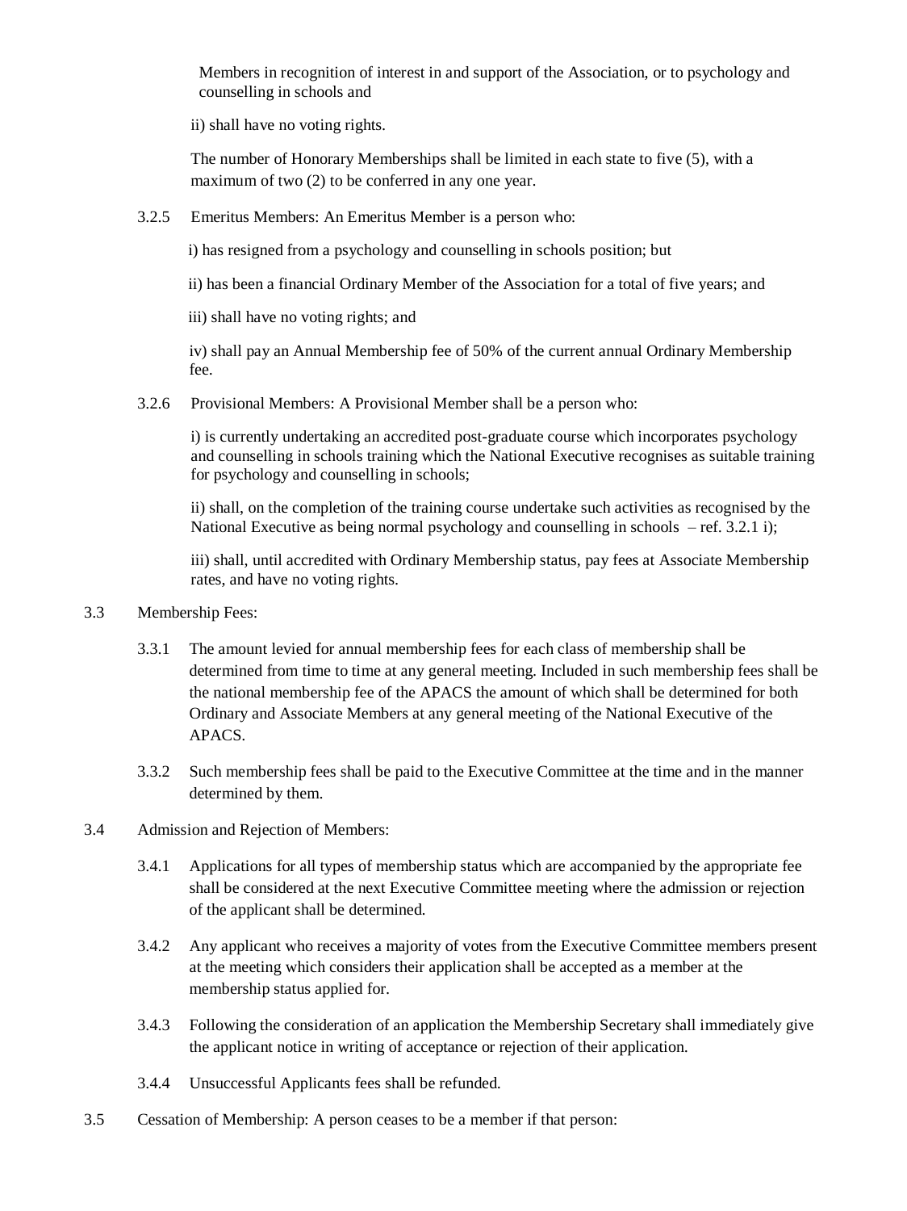Members in recognition of interest in and support of the Association, or to psychology and counselling in schools and

ii) shall have no voting rights.

The number of Honorary Memberships shall be limited in each state to five (5), with a maximum of two (2) to be conferred in any one year.

3.2.5 Emeritus Members: An Emeritus Member is a person who:

i) has resigned from a psychology and counselling in schools position; but

ii) has been a financial Ordinary Member of the Association for a total of five years; and

iii) shall have no voting rights; and

iv) shall pay an Annual Membership fee of 50% of the current annual Ordinary Membership fee.

3.2.6 Provisional Members: A Provisional Member shall be a person who:

i) is currently undertaking an accredited post-graduate course which incorporates psychology and counselling in schools training which the National Executive recognises as suitable training for psychology and counselling in schools;

ii) shall, on the completion of the training course undertake such activities as recognised by the National Executive as being normal psychology and counselling in schools – ref. 3.2.1 i);

iii) shall, until accredited with Ordinary Membership status, pay fees at Associate Membership rates, and have no voting rights.

3.3 Membership Fees:

3.3.1 The amount levied for annual membership fees for each class of membership shall be determined from time to time at any general meeting. Included in such membership fees shall be the national membership fee of the APACS the amount of which shall be determined for both Ordinary and Associate Members at any general meeting of the National Executive of the APACS.

3.3.2 Such membership fees shall be paid to the Executive Committee at the time and in the manner determined by them.

3.4 Admission and Rejection of Members:

3.4.1 Applications for all types of membership status which are accompanied by the appropriate fee shall be considered at the next Executive Committee meeting where the admission or rejection of the applicant shall be determined.

3.4.2 Any applicant who receives a majority of votes from the Executive Committee members present at the meeting which considers their application shall be accepted as a member at the membership status applied for.

3.4.3 Following the consideration of an application the Membership Secretary shall immediately give the applicant notice in writing of acceptance or rejection of their application.

3.4.4 Unsuccessful Applicants fees shall be refunded.

3.5 Cessation of Membership: A person ceases to be a member if that person: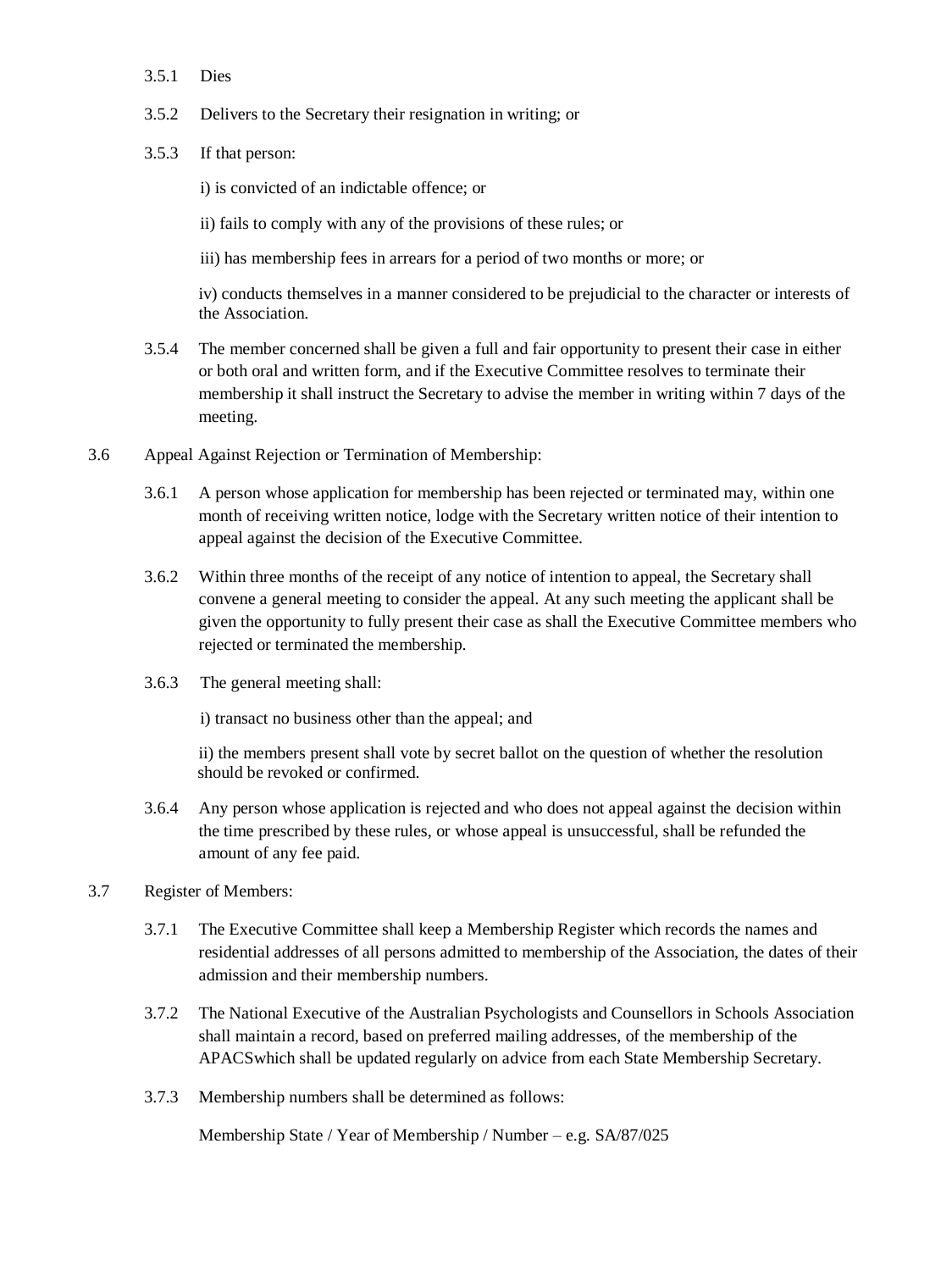3.5.1 Dies

3.5.2 Delivers to the Secretary their resignation in writing; or

3.5.3 If that person:

i) is convicted of an indictable offence; or

ii) fails to comply with any of the provisions of these rules; or

iii) has membership fees in arrears for a period of two months or more; or

iv) conducts themselves in a manner considered to be prejudicial to the character or interests of the Association.

3.5.4 The member concerned shall be given a full and fair opportunity to present their case in either or both oral and written form, and if the Executive Committee resolves to terminate their membership it shall instruct the Secretary to advise the member in writing within 7 days of the meeting.

3.6 Appeal Against Rejection or Termination of Membership:

3.6.1 A person whose application for membership has been rejected or terminated may, within one month of receiving written notice, lodge with the Secretary written notice of their intention to appeal against the decision of the Executive Committee.

3.6.2 Within three months of the receipt of any notice of intention to appeal, the Secretary shall convene a general meeting to consider the appeal. At any such meeting the applicant shall be given the opportunity to fully present their case as shall the Executive Committee members who rejected or terminated the membership.

3.6.3 The general meeting shall:

i) transact no business other than the appeal; and

ii) the members present shall vote by secret ballot on the question of whether the resolution should be revoked or confirmed.

3.6.4 Any person whose application is rejected and who does not appeal against the decision within the time prescribed by these rules, or whose appeal is unsuccessful, shall be refunded the amount of any fee paid.

3.7 Register of Members:

3.7.1 The Executive Committee shall keep a Membership Register which records the names and residential addresses of all persons admitted to membership of the Association, the dates of their admission and their membership numbers.

3.7.2 The National Executive of the Australian Psychologists and Counsellors in Schools Association shall maintain a record, based on preferred mailing addresses, of the membership of the APACSwhich shall be updated regularly on advice from each State Membership Secretary.

3.7.3 Membership numbers shall be determined as follows:

Membership State / Year of Membership / Number – e.g. SA/87/025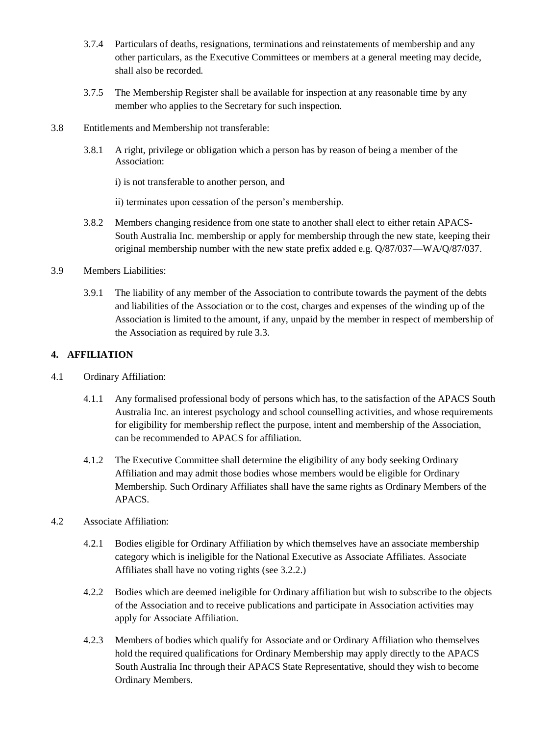3.7.4 Particulars of deaths, resignations, terminations and reinstatements of membership and any other particulars, as the Executive Committees or members at a general meeting may decide, shall also be recorded.

3.7.5 The Membership Register shall be available for inspection at any reasonable time by any member who applies to the Secretary for such inspection.

3.8 Entitlements and Membership not transferable:

3.8.1 A right, privilege or obligation which a person has by reason of being a member of the Association:

i) is not transferable to another person, and

ii) terminates upon cessation of the person's membership.

3.8.2 Members changing residence from one state to another shall elect to either retain APACS-South Australia Inc. membership or apply for membership through the new state, keeping their original membership number with the new state prefix added e.g. Q/87/037—WA/Q/87/037.

3.9 Members Liabilities:

3.9.1 The liability of any member of the Association to contribute towards the payment of the debts and liabilities of the Association or to the cost, charges and expenses of the winding up of the Association is limited to the amount, if any, unpaid by the member in respect of membership of the Association as required by rule 3.3.

## 4. AFFILIATION

4.1 Ordinary Affiliation:

4.1.1 Any formalised professional body of persons which has, to the satisfaction of the APACS South Australia Inc. an interest psychology and school counselling activities, and whose requirements for eligibility for membership reflect the purpose, intent and membership of the Association, can be recommended to APACS for affiliation.

4.1.2 The Executive Committee shall determine the eligibility of any body seeking Ordinary Affiliation and may admit those bodies whose members would be eligible for Ordinary Membership. Such Ordinary Affiliates shall have the same rights as Ordinary Members of the APACS.

4.2 Associate Affiliation:

4.2.1 Bodies eligible for Ordinary Affiliation by which themselves have an associate membership category which is ineligible for the National Executive as Associate Affiliates. Associate Affiliates shall have no voting rights (see 3.2.2.)

4.2.2 Bodies which are deemed ineligible for Ordinary affiliation but wish to subscribe to the objects of the Association and to receive publications and participate in Association activities may apply for Associate Affiliation.

4.2.3 Members of bodies which qualify for Associate and or Ordinary Affiliation who themselves hold the required qualifications for Ordinary Membership may apply directly to the APACS South Australia Inc through their APACS State Representative, should they wish to become Ordinary Members.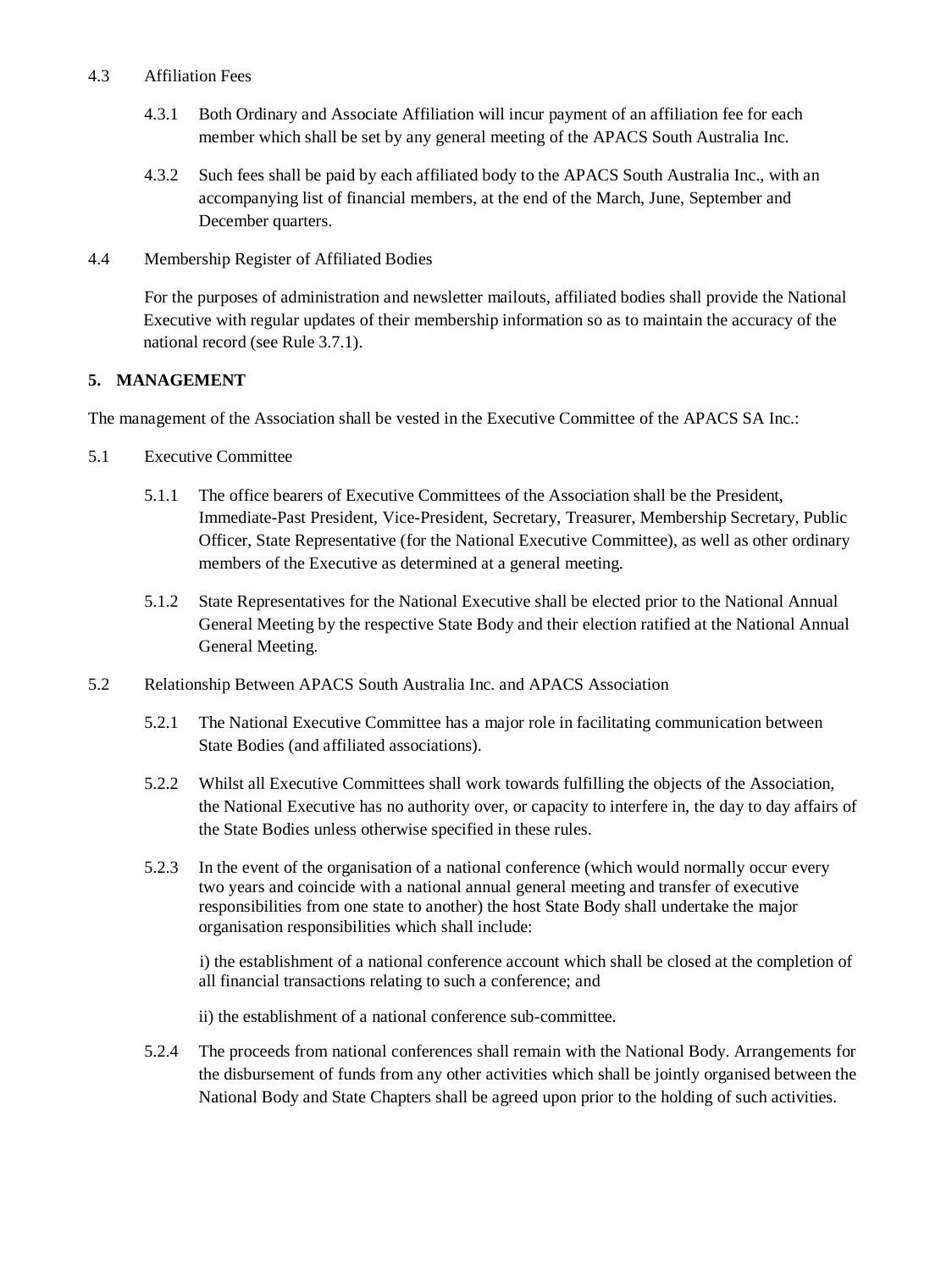4.3 Affiliation Fees

4.3.1 Both Ordinary and Associate Affiliation will incur payment of an affiliation fee for each member which shall be set by any general meeting of the APACS South Australia Inc.

4.3.2 Such fees shall be paid by each affiliated body to the APACS South Australia Inc., with an accompanying list of financial members, at the end of the March, June, September and December quarters.

4.4 Membership Register of Affiliated Bodies

For the purposes of administration and newsletter mailouts, affiliated bodies shall provide the National Executive with regular updates of their membership information so as to maintain the accuracy of the national record (see Rule 3.7.1).

## 5. MANAGEMENT

The management of the Association shall be vested in the Executive Committee of the APACS SA Inc.:

5.1 Executive Committee

5.1.1 The office bearers of Executive Committees of the Association shall be the President, Immediate-Past President, Vice-President, Secretary, Treasurer, Membership Secretary, Public Officer, State Representative (for the National Executive Committee), as well as other ordinary members of the Executive as determined at a general meeting.

5.1.2 State Representatives for the National Executive shall be elected prior to the National Annual General Meeting by the respective State Body and their election ratified at the National Annual General Meeting.

5.2 Relationship Between APACS South Australia Inc. and APACS Association

5.2.1 The National Executive Committee has a major role in facilitating communication between State Bodies (and affiliated associations).

5.2.2 Whilst all Executive Committees shall work towards fulfilling the objects of the Association, the National Executive has no authority over, or capacity to interfere in, the day to day affairs of the State Bodies unless otherwise specified in these rules.

5.2.3 In the event of the organisation of a national conference (which would normally occur every two years and coincide with a national annual general meeting and transfer of executive responsibilities from one state to another) the host State Body shall undertake the major organisation responsibilities which shall include:

i) the establishment of a national conference account which shall be closed at the completion of all financial transactions relating to such a conference; and

ii) the establishment of a national conference sub-committee.

5.2.4 The proceeds from national conferences shall remain with the National Body. Arrangements for the disbursement of funds from any other activities which shall be jointly organised between the National Body and State Chapters shall be agreed upon prior to the holding of such activities.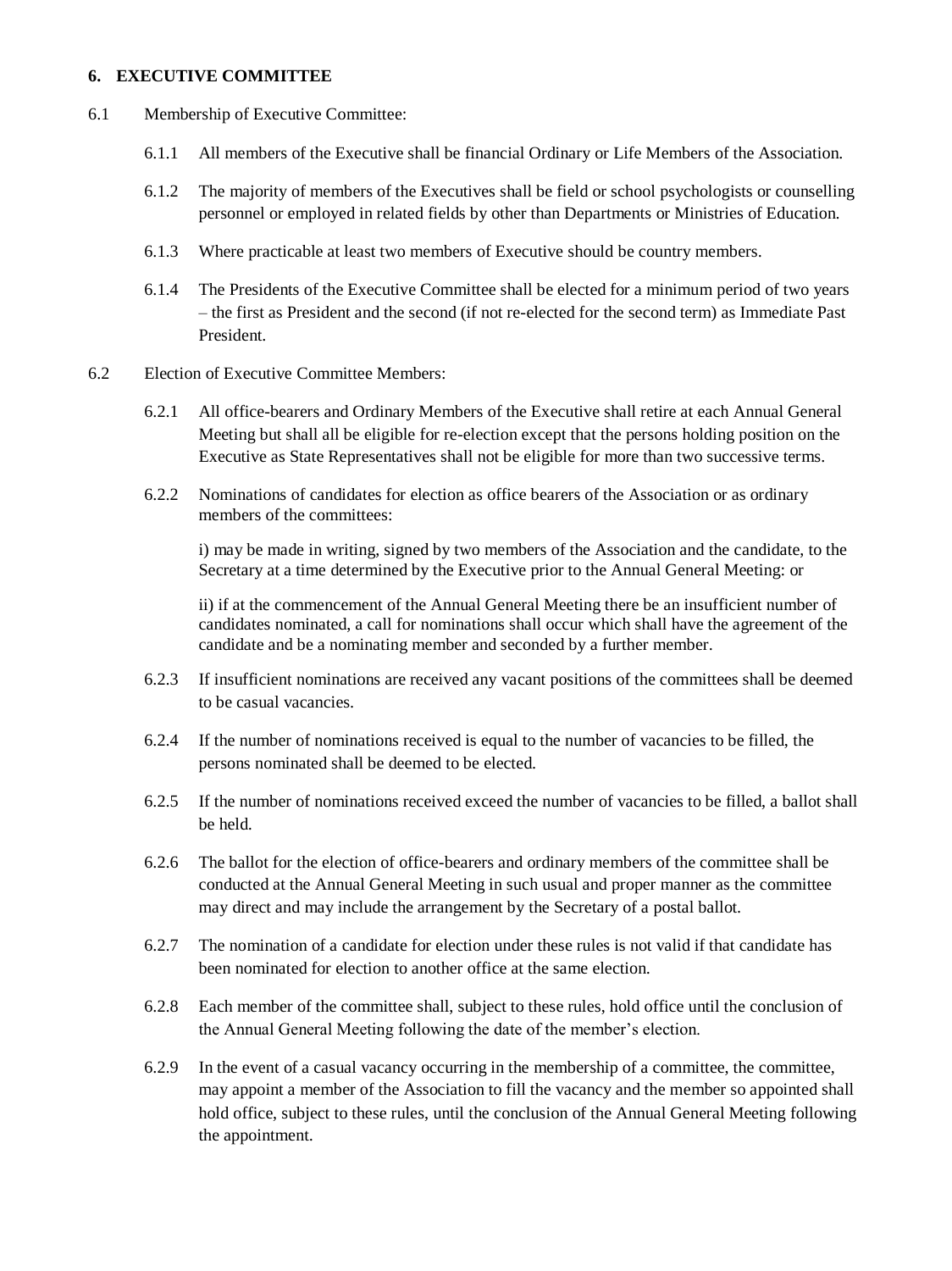## 6. EXECUTIVE COMMITTEE

6.1 Membership of Executive Committee:

6.1.1 All members of the Executive shall be financial Ordinary or Life Members of the Association.

6.1.2 The majority of members of the Executives shall be field or school psychologists or counselling personnel or employed in related fields by other than Departments or Ministries of Education.

6.1.3 Where practicable at least two members of Executive should be country members.

6.1.4 The Presidents of the Executive Committee shall be elected for a minimum period of two years – the first as President and the second (if not re-elected for the second term) as Immediate Past President.

6.2 Election of Executive Committee Members:

6.2.1 All office-bearers and Ordinary Members of the Executive shall retire at each Annual General Meeting but shall all be eligible for re-election except that the persons holding position on the Executive as State Representatives shall not be eligible for more than two successive terms.

6.2.2 Nominations of candidates for election as office bearers of the Association or as ordinary members of the committees:

i) may be made in writing, signed by two members of the Association and the candidate, to the Secretary at a time determined by the Executive prior to the Annual General Meeting: or

ii) if at the commencement of the Annual General Meeting there be an insufficient number of candidates nominated, a call for nominations shall occur which shall have the agreement of the candidate and be a nominating member and seconded by a further member.

6.2.3 If insufficient nominations are received any vacant positions of the committees shall be deemed to be casual vacancies.

6.2.4 If the number of nominations received is equal to the number of vacancies to be filled, the persons nominated shall be deemed to be elected.

6.2.5 If the number of nominations received exceed the number of vacancies to be filled, a ballot shall be held.

6.2.6 The ballot for the election of office-bearers and ordinary members of the committee shall be conducted at the Annual General Meeting in such usual and proper manner as the committee may direct and may include the arrangement by the Secretary of a postal ballot.

6.2.7 The nomination of a candidate for election under these rules is not valid if that candidate has been nominated for election to another office at the same election.

6.2.8 Each member of the committee shall, subject to these rules, hold office until the conclusion of the Annual General Meeting following the date of the member's election.

6.2.9 In the event of a casual vacancy occurring in the membership of a committee, the committee, may appoint a member of the Association to fill the vacancy and the member so appointed shall hold office, subject to these rules, until the conclusion of the Annual General Meeting following the appointment.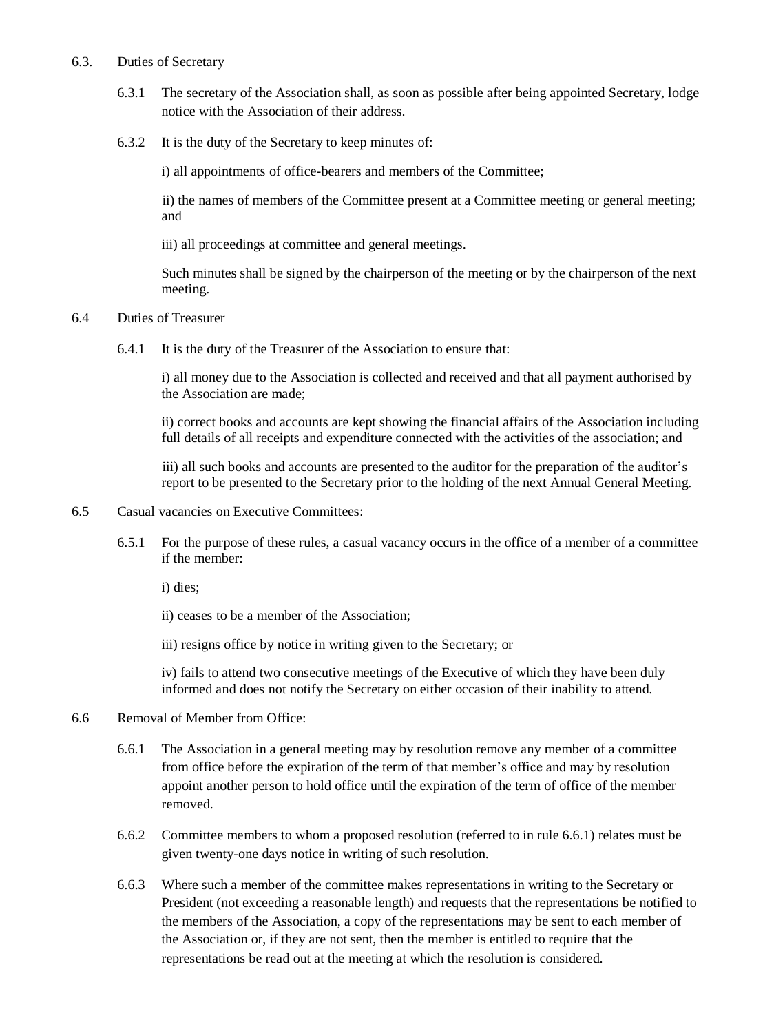### 6.3. Duties of Secretary

6.3.1 The secretary of the Association shall, as soon as possible after being appointed Secretary, lodge notice with the Association of their address.

6.3.2 It is the duty of the Secretary to keep minutes of:

i) all appointments of office-bearers and members of the Committee;

ii) the names of members of the Committee present at a Committee meeting or general meeting; and

iii) all proceedings at committee and general meetings.

Such minutes shall be signed by the chairperson of the meeting or by the chairperson of the next meeting.

### 6.4 Duties of Treasurer

6.4.1 It is the duty of the Treasurer of the Association to ensure that:

i) all money due to the Association is collected and received and that all payment authorised by the Association are made;

ii) correct books and accounts are kept showing the financial affairs of the Association including full details of all receipts and expenditure connected with the activities of the association; and

iii) all such books and accounts are presented to the auditor for the preparation of the auditor's report to be presented to the Secretary prior to the holding of the next Annual General Meeting.

### 6.5 Casual vacancies on Executive Committees:

6.5.1 For the purpose of these rules, a casual vacancy occurs in the office of a member of a committee if the member:

i) dies;

ii) ceases to be a member of the Association;

iii) resigns office by notice in writing given to the Secretary; or

iv) fails to attend two consecutive meetings of the Executive of which they have been duly informed and does not notify the Secretary on either occasion of their inability to attend.

### 6.6 Removal of Member from Office:

6.6.1 The Association in a general meeting may by resolution remove any member of a committee from office before the expiration of the term of that member's office and may by resolution appoint another person to hold office until the expiration of the term of office of the member removed.

6.6.2 Committee members to whom a proposed resolution (referred to in rule 6.6.1) relates must be given twenty-one days notice in writing of such resolution.

6.6.3 Where such a member of the committee makes representations in writing to the Secretary or President (not exceeding a reasonable length) and requests that the representations be notified to the members of the Association, a copy of the representations may be sent to each member of the Association or, if they are not sent, then the member is entitled to require that the representations be read out at the meeting at which the resolution is considered.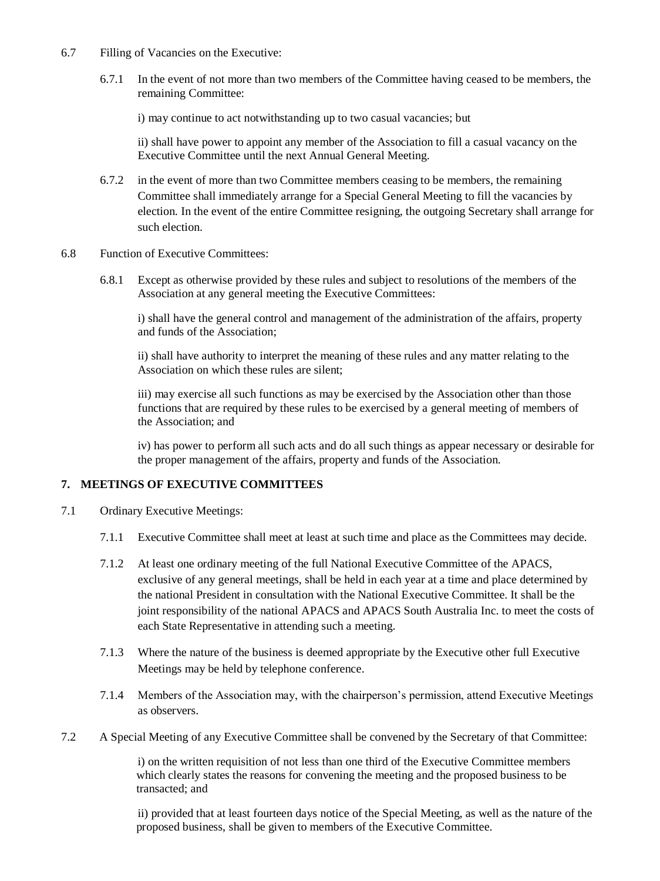6.7 Filling of Vacancies on the Executive:

6.7.1 In the event of not more than two members of the Committee having ceased to be members, the remaining Committee:

i) may continue to act notwithstanding up to two casual vacancies; but

ii) shall have power to appoint any member of the Association to fill a casual vacancy on the Executive Committee until the next Annual General Meeting.

6.7.2 in the event of more than two Committee members ceasing to be members, the remaining Committee shall immediately arrange for a Special General Meeting to fill the vacancies by election. In the event of the entire Committee resigning, the outgoing Secretary shall arrange for such election.

6.8 Function of Executive Committees:

6.8.1 Except as otherwise provided by these rules and subject to resolutions of the members of the Association at any general meeting the Executive Committees:

i) shall have the general control and management of the administration of the affairs, property and funds of the Association;

ii) shall have authority to interpret the meaning of these rules and any matter relating to the Association on which these rules are silent;

iii) may exercise all such functions as may be exercised by the Association other than those functions that are required by these rules to be exercised by a general meeting of members of the Association; and

iv) has power to perform all such acts and do all such things as appear necessary or desirable for the proper management of the affairs, property and funds of the Association.

## 7. MEETINGS OF EXECUTIVE COMMITTEES

7.1 Ordinary Executive Meetings:

7.1.1 Executive Committee shall meet at least at such time and place as the Committees may decide.

7.1.2 At least one ordinary meeting of the full National Executive Committee of the APACS, exclusive of any general meetings, shall be held in each year at a time and place determined by the national President in consultation with the National Executive Committee. It shall be the joint responsibility of the national APACS and APACS South Australia Inc. to meet the costs of each State Representative in attending such a meeting.

7.1.3 Where the nature of the business is deemed appropriate by the Executive other full Executive Meetings may be held by telephone conference.

7.1.4 Members of the Association may, with the chairperson's permission, attend Executive Meetings as observers.

7.2 A Special Meeting of any Executive Committee shall be convened by the Secretary of that Committee:

i) on the written requisition of not less than one third of the Executive Committee members which clearly states the reasons for convening the meeting and the proposed business to be transacted; and

ii) provided that at least fourteen days notice of the Special Meeting, as well as the nature of the proposed business, shall be given to members of the Executive Committee.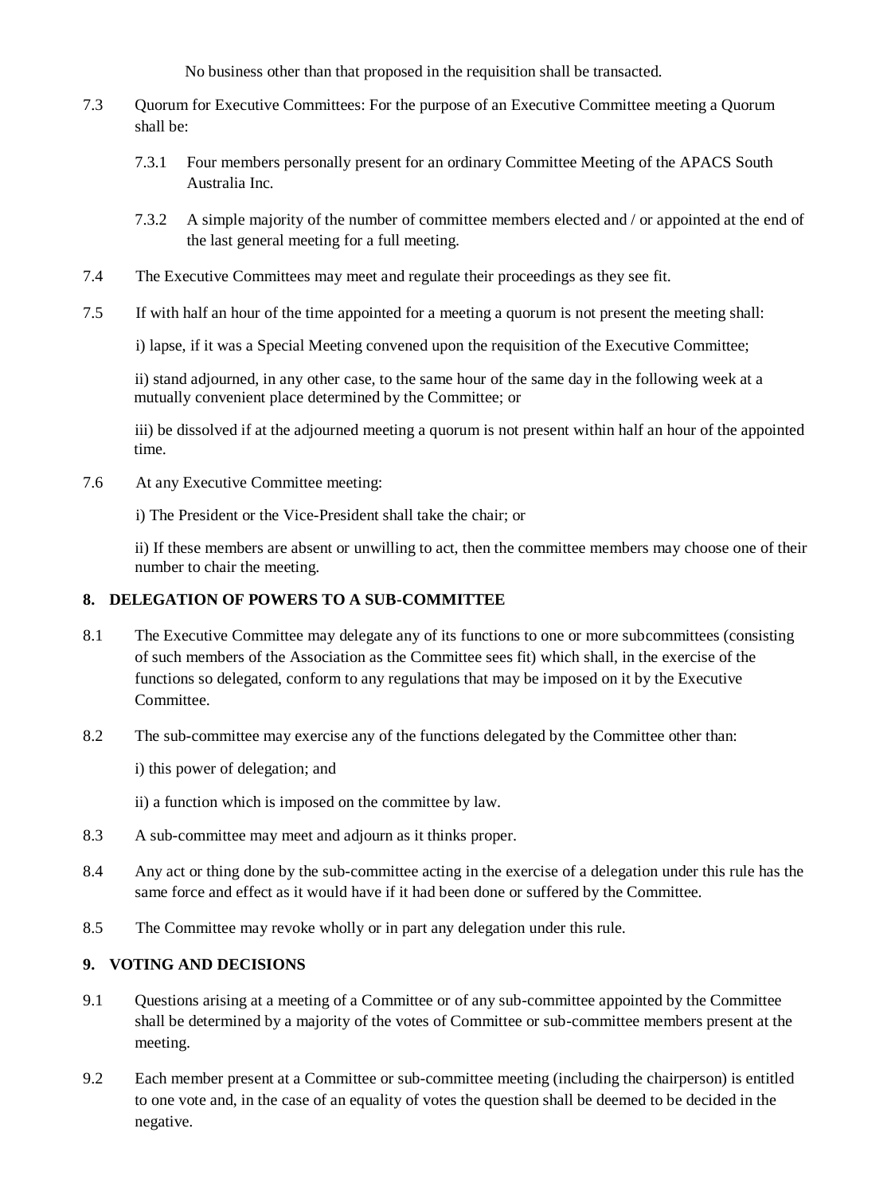No business other than that proposed in the requisition shall be transacted.

7.3 Quorum for Executive Committees: For the purpose of an Executive Committee meeting a Quorum shall be:

7.3.1 Four members personally present for an ordinary Committee Meeting of the APACS South Australia Inc.

7.3.2 A simple majority of the number of committee members elected and / or appointed at the end of the last general meeting for a full meeting.

7.4 The Executive Committees may meet and regulate their proceedings as they see fit.

7.5 If with half an hour of the time appointed for a meeting a quorum is not present the meeting shall:

i) lapse, if it was a Special Meeting convened upon the requisition of the Executive Committee;

ii) stand adjourned, in any other case, to the same hour of the same day in the following week at a mutually convenient place determined by the Committee; or

iii) be dissolved if at the adjourned meeting a quorum is not present within half an hour of the appointed time.

7.6 At any Executive Committee meeting:

i) The President or the Vice-President shall take the chair; or

ii) If these members are absent or unwilling to act, then the committee members may choose one of their number to chair the meeting.

## 8. DELEGATION OF POWERS TO A SUB-COMMITTEE

8.1 The Executive Committee may delegate any of its functions to one or more subcommittees (consisting of such members of the Association as the Committee sees fit) which shall, in the exercise of the functions so delegated, conform to any regulations that may be imposed on it by the Executive Committee.

8.2 The sub-committee may exercise any of the functions delegated by the Committee other than:

i) this power of delegation; and

ii) a function which is imposed on the committee by law.

8.3 A sub-committee may meet and adjourn as it thinks proper.

8.4 Any act or thing done by the sub-committee acting in the exercise of a delegation under this rule has the same force and effect as it would have if it had been done or suffered by the Committee.

8.5 The Committee may revoke wholly or in part any delegation under this rule.

## 9. VOTING AND DECISIONS

9.1 Questions arising at a meeting of a Committee or of any sub-committee appointed by the Committee shall be determined by a majority of the votes of Committee or sub-committee members present at the meeting.

9.2 Each member present at a Committee or sub-committee meeting (including the chairperson) is entitled to one vote and, in the case of an equality of votes the question shall be deemed to be decided in the negative.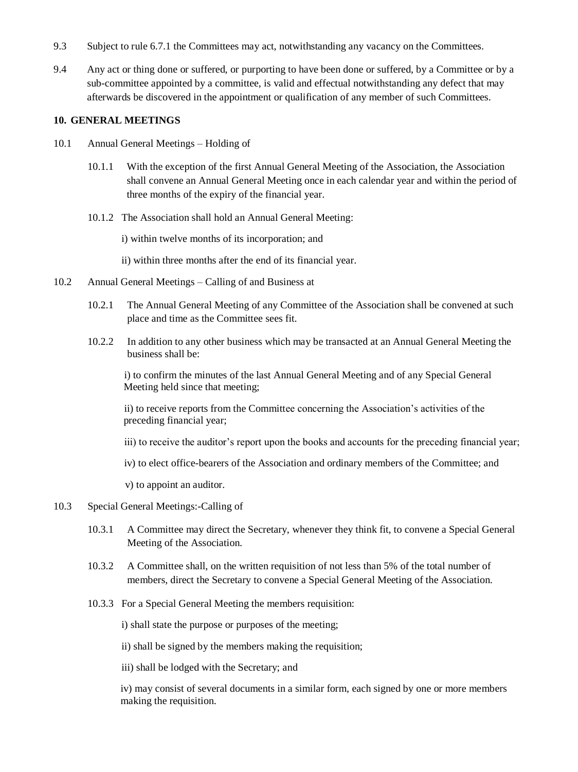9.3 Subject to rule 6.7.1 the Committees may act, notwithstanding any vacancy on the Committees.

9.4 Any act or thing done or suffered, or purporting to have been done or suffered, by a Committee or by a sub-committee appointed by a committee, is valid and effectual notwithstanding any defect that may afterwards be discovered in the appointment or qualification of any member of such Committees.

## 10. GENERAL MEETINGS

10.1 Annual General Meetings – Holding of

10.1.1 With the exception of the first Annual General Meeting of the Association, the Association shall convene an Annual General Meeting once in each calendar year and within the period of three months of the expiry of the financial year.

10.1.2 The Association shall hold an Annual General Meeting:

i) within twelve months of its incorporation; and

ii) within three months after the end of its financial year.

10.2 Annual General Meetings – Calling of and Business at

10.2.1 The Annual General Meeting of any Committee of the Association shall be convened at such place and time as the Committee sees fit.

10.2.2 In addition to any other business which may be transacted at an Annual General Meeting the business shall be:

i) to confirm the minutes of the last Annual General Meeting and of any Special General Meeting held since that meeting;

ii) to receive reports from the Committee concerning the Association's activities of the preceding financial year;

iii) to receive the auditor's report upon the books and accounts for the preceding financial year;

iv) to elect office-bearers of the Association and ordinary members of the Committee; and

v) to appoint an auditor.

10.3 Special General Meetings:-Calling of

10.3.1 A Committee may direct the Secretary, whenever they think fit, to convene a Special General Meeting of the Association.

10.3.2 A Committee shall, on the written requisition of not less than 5% of the total number of members, direct the Secretary to convene a Special General Meeting of the Association.

10.3.3 For a Special General Meeting the members requisition:

i) shall state the purpose or purposes of the meeting;

ii) shall be signed by the members making the requisition;

iii) shall be lodged with the Secretary; and

iv) may consist of several documents in a similar form, each signed by one or more members making the requisition.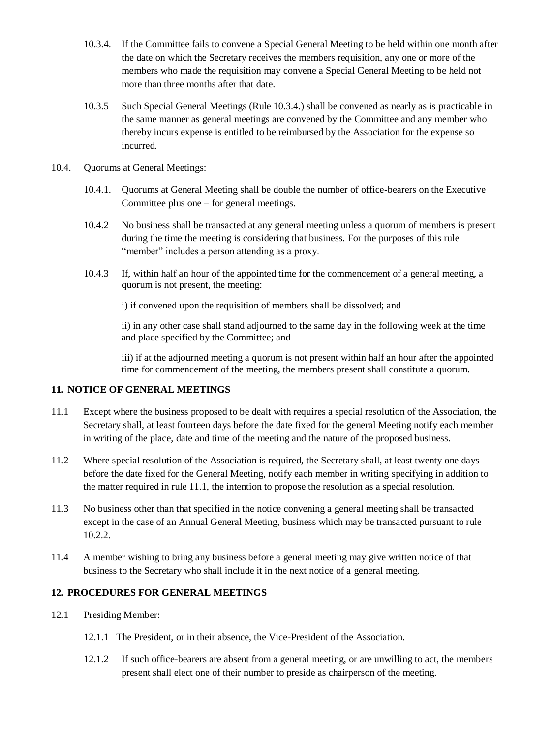10.3.4. If the Committee fails to convene a Special General Meeting to be held within one month after the date on which the Secretary receives the members requisition, any one or more of the members who made the requisition may convene a Special General Meeting to be held not more than three months after that date.

10.3.5 Such Special General Meetings (Rule 10.3.4.) shall be convened as nearly as is practicable in the same manner as general meetings are convened by the Committee and any member who thereby incurs expense is entitled to be reimbursed by the Association for the expense so incurred.

10.4. Quorums at General Meetings:

10.4.1. Quorums at General Meeting shall be double the number of office-bearers on the Executive Committee plus one – for general meetings.

10.4.2 No business shall be transacted at any general meeting unless a quorum of members is present during the time the meeting is considering that business. For the purposes of this rule "member" includes a person attending as a proxy.

10.4.3 If, within half an hour of the appointed time for the commencement of a general meeting, a quorum is not present, the meeting:

i) if convened upon the requisition of members shall be dissolved; and

ii) in any other case shall stand adjourned to the same day in the following week at the time and place specified by the Committee; and

iii) if at the adjourned meeting a quorum is not present within half an hour after the appointed time for commencement of the meeting, the members present shall constitute a quorum.

## 11. NOTICE OF GENERAL MEETINGS

11.1 Except where the business proposed to be dealt with requires a special resolution of the Association, the Secretary shall, at least fourteen days before the date fixed for the general Meeting notify each member in writing of the place, date and time of the meeting and the nature of the proposed business.

11.2 Where special resolution of the Association is required, the Secretary shall, at least twenty one days before the date fixed for the General Meeting, notify each member in writing specifying in addition to the matter required in rule 11.1, the intention to propose the resolution as a special resolution.

11.3 No business other than that specified in the notice convening a general meeting shall be transacted except in the case of an Annual General Meeting, business which may be transacted pursuant to rule 10.2.2.

11.4 A member wishing to bring any business before a general meeting may give written notice of that business to the Secretary who shall include it in the next notice of a general meeting.

## 12. PROCEDURES FOR GENERAL MEETINGS

12.1 Presiding Member:

12.1.1 The President, or in their absence, the Vice-President of the Association.

12.1.2 If such office-bearers are absent from a general meeting, or are unwilling to act, the members present shall elect one of their number to preside as chairperson of the meeting.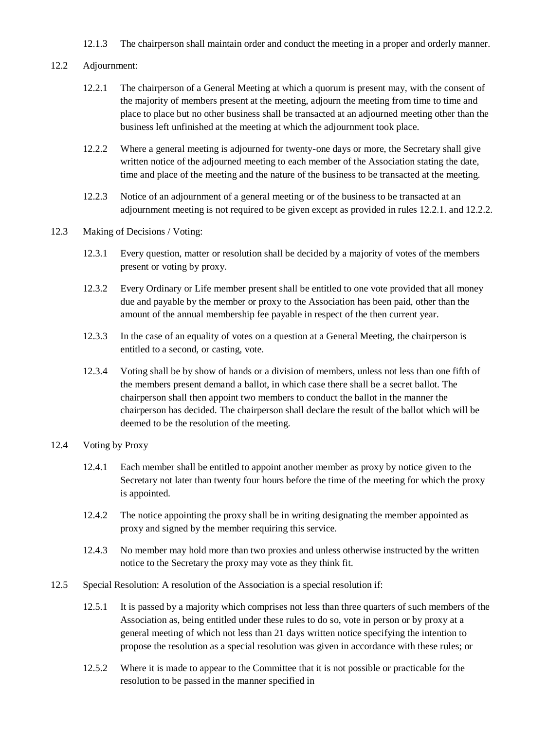12.1.3 The chairperson shall maintain order and conduct the meeting in a proper and orderly manner.

12.2 Adjournment:

12.2.1 The chairperson of a General Meeting at which a quorum is present may, with the consent of the majority of members present at the meeting, adjourn the meeting from time to time and place to place but no other business shall be transacted at an adjourned meeting other than the business left unfinished at the meeting at which the adjournment took place.

12.2.2 Where a general meeting is adjourned for twenty-one days or more, the Secretary shall give written notice of the adjourned meeting to each member of the Association stating the date, time and place of the meeting and the nature of the business to be transacted at the meeting.

12.2.3 Notice of an adjournment of a general meeting or of the business to be transacted at an adjournment meeting is not required to be given except as provided in rules 12.2.1. and 12.2.2.

12.3 Making of Decisions / Voting:

12.3.1 Every question, matter or resolution shall be decided by a majority of votes of the members present or voting by proxy.

12.3.2 Every Ordinary or Life member present shall be entitled to one vote provided that all money due and payable by the member or proxy to the Association has been paid, other than the amount of the annual membership fee payable in respect of the then current year.

12.3.3 In the case of an equality of votes on a question at a General Meeting, the chairperson is entitled to a second, or casting, vote.

12.3.4 Voting shall be by show of hands or a division of members, unless not less than one fifth of the members present demand a ballot, in which case there shall be a secret ballot. The chairperson shall then appoint two members to conduct the ballot in the manner the chairperson has decided. The chairperson shall declare the result of the ballot which will be deemed to be the resolution of the meeting.

12.4 Voting by Proxy

12.4.1 Each member shall be entitled to appoint another member as proxy by notice given to the Secretary not later than twenty four hours before the time of the meeting for which the proxy is appointed.

12.4.2 The notice appointing the proxy shall be in writing designating the member appointed as proxy and signed by the member requiring this service.

12.4.3 No member may hold more than two proxies and unless otherwise instructed by the written notice to the Secretary the proxy may vote as they think fit.

12.5 Special Resolution: A resolution of the Association is a special resolution if:

12.5.1 It is passed by a majority which comprises not less than three quarters of such members of the Association as, being entitled under these rules to do so, vote in person or by proxy at a general meeting of which not less than 21 days written notice specifying the intention to propose the resolution as a special resolution was given in accordance with these rules; or

12.5.2 Where it is made to appear to the Committee that it is not possible or practicable for the resolution to be passed in the manner specified in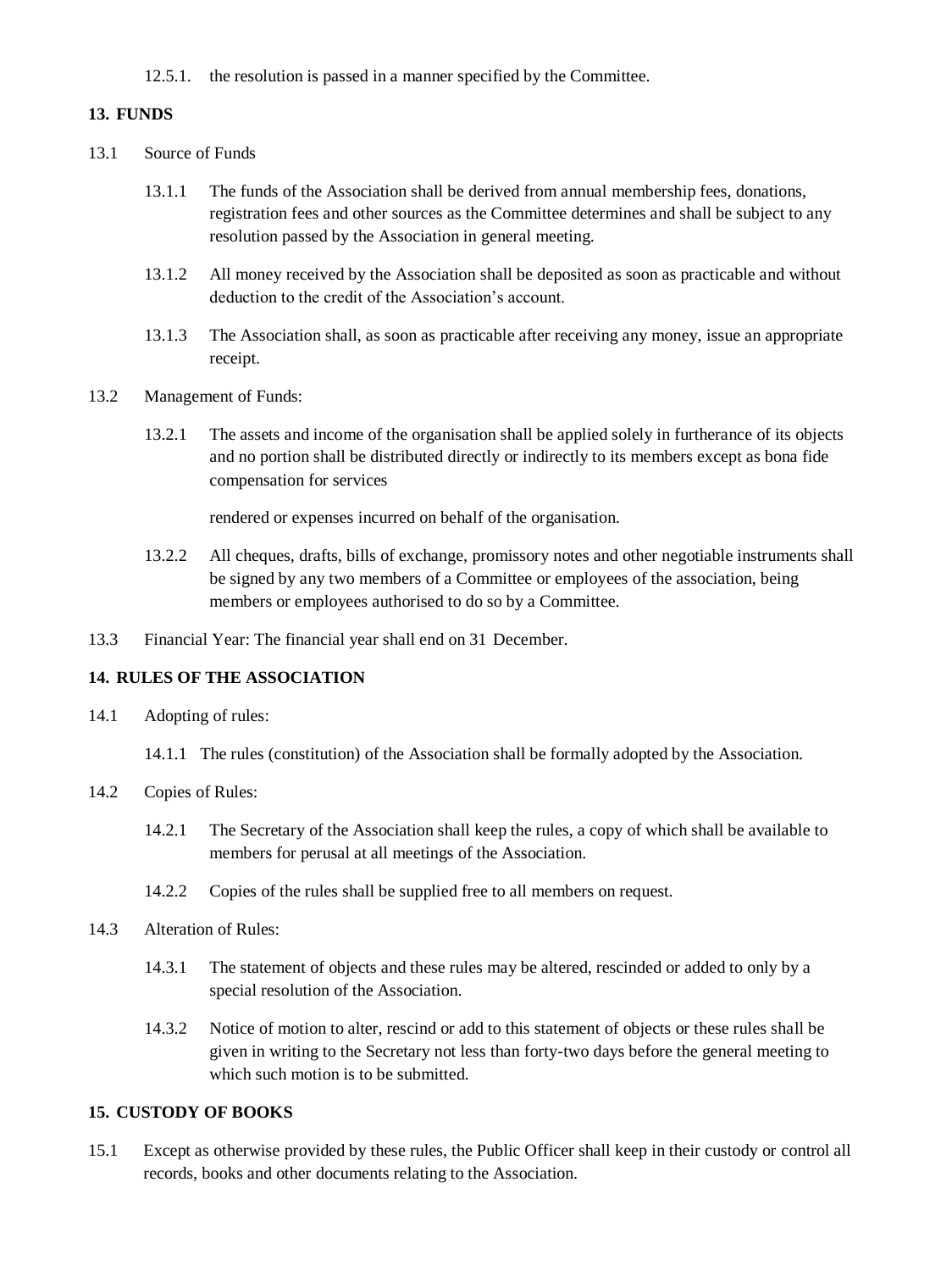12.5.1. the resolution is passed in a manner specified by the Committee.

## 13. FUNDS

13.1 Source of Funds

13.1.1 The funds of the Association shall be derived from annual membership fees, donations, registration fees and other sources as the Committee determines and shall be subject to any resolution passed by the Association in general meeting.

13.1.2 All money received by the Association shall be deposited as soon as practicable and without deduction to the credit of the Association's account.

13.1.3 The Association shall, as soon as practicable after receiving any money, issue an appropriate receipt.

13.2 Management of Funds:

13.2.1 The assets and income of the organisation shall be applied solely in furtherance of its objects and no portion shall be distributed directly or indirectly to its members except as bona fide compensation for services

rendered or expenses incurred on behalf of the organisation.

13.2.2 All cheques, drafts, bills of exchange, promissory notes and other negotiable instruments shall be signed by any two members of a Committee or employees of the association, being members or employees authorised to do so by a Committee.

13.3 Financial Year: The financial year shall end on 31 December.

## 14. RULES OF THE ASSOCIATION

14.1 Adopting of rules:

14.1.1 The rules (constitution) of the Association shall be formally adopted by the Association.

14.2 Copies of Rules:

14.2.1 The Secretary of the Association shall keep the rules, a copy of which shall be available to members for perusal at all meetings of the Association.

14.2.2 Copies of the rules shall be supplied free to all members on request.

14.3 Alteration of Rules:

14.3.1 The statement of objects and these rules may be altered, rescinded or added to only by a special resolution of the Association.

14.3.2 Notice of motion to alter, rescind or add to this statement of objects or these rules shall be given in writing to the Secretary not less than forty-two days before the general meeting to which such motion is to be submitted.

## 15. CUSTODY OF BOOKS

15.1 Except as otherwise provided by these rules, the Public Officer shall keep in their custody or control all records, books and other documents relating to the Association.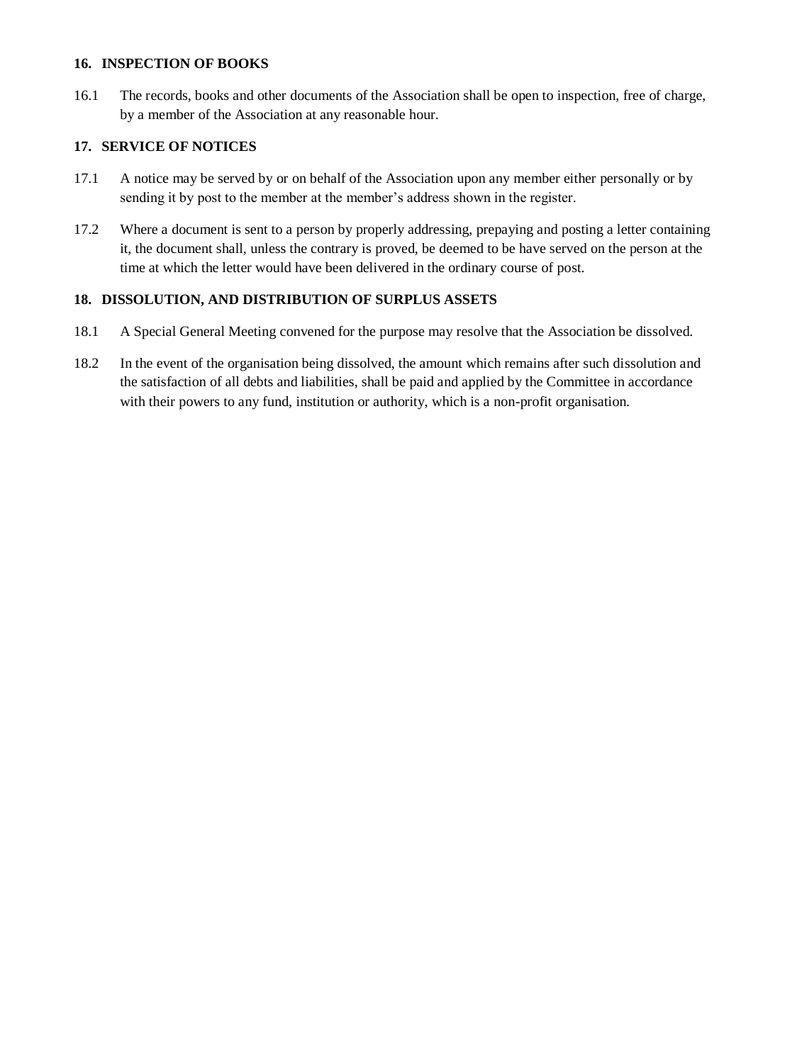## 16. INSPECTION OF BOOKS

16.1 The records, books and other documents of the Association shall be open to inspection, free of charge, by a member of the Association at any reasonable hour.

## 17. SERVICE OF NOTICES

17.1 A notice may be served by or on behalf of the Association upon any member either personally or by sending it by post to the member at the member's address shown in the register.

17.2 Where a document is sent to a person by properly addressing, prepaying and posting a letter containing it, the document shall, unless the contrary is proved, be deemed to be have served on the person at the time at which the letter would have been delivered in the ordinary course of post.

## 18. DISSOLUTION, AND DISTRIBUTION OF SURPLUS ASSETS

18.1 A Special General Meeting convened for the purpose may resolve that the Association be dissolved.

18.2 In the event of the organisation being dissolved, the amount which remains after such dissolution and the satisfaction of all debts and liabilities, shall be paid and applied by the Committee in accordance with their powers to any fund, institution or authority, which is a non-profit organisation.